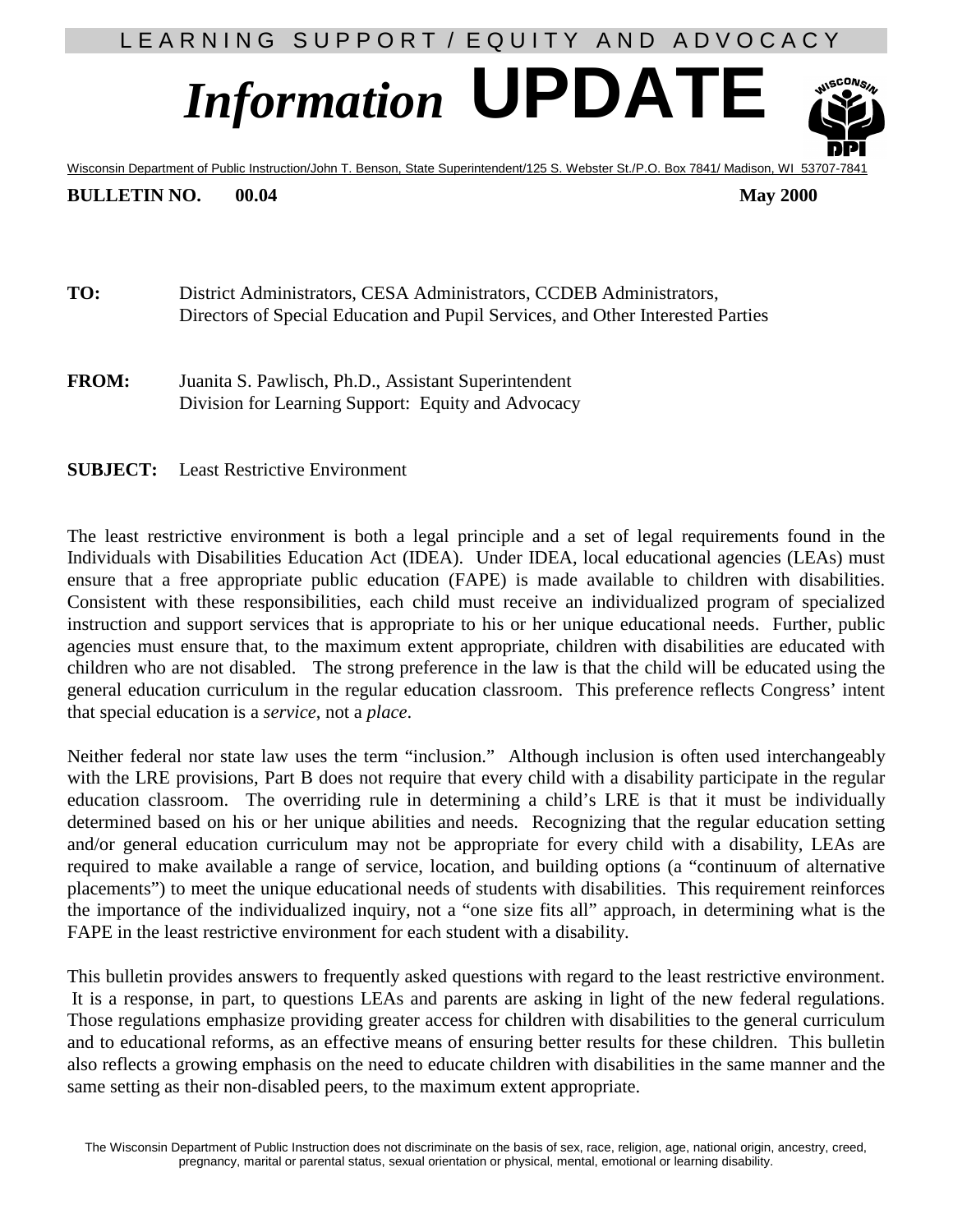LEARNING SUPPORT / EQUITY AND ADVOCACY

# *Information* UPDATE

Wisconsin Department of Public Instruction/John T. Benson, State Superintendent/125 S. Webster St./P.O. Box 7841/ Madison, WI 53707-7841

**BULLETIN NO. 00.04** **May 2000**

**TO:** District Administrators, CESA Administrators, CCDEB Administrators, Directors of Special Education and Pupil Services, and Other Interested Parties

**FROM:** Juanita S. Pawlisch, Ph.D., Assistant Superintendent
Division for Learning Support: Equity and Advocacy

**SUBJECT:** Least Restrictive Environment

The least restrictive environment is both a legal principle and a set of legal requirements found in the Individuals with Disabilities Education Act (IDEA). Under IDEA, local educational agencies (LEAs) must ensure that a free appropriate public education (FAPE) is made available to children with disabilities. Consistent with these responsibilities, each child must receive an individualized program of specialized instruction and support services that is appropriate to his or her unique educational needs. Further, public agencies must ensure that, to the maximum extent appropriate, children with disabilities are educated with children who are not disabled. The strong preference in the law is that the child will be educated using the general education curriculum in the regular education classroom. This preference reflects Congress' intent that special education is a *service*, not a *place*.

Neither federal nor state law uses the term "inclusion." Although inclusion is often used interchangeably with the LRE provisions, Part B does not require that every child with a disability participate in the regular education classroom. The overriding rule in determining a child's LRE is that it must be individually determined based on his or her unique abilities and needs. Recognizing that the regular education setting and/or general education curriculum may not be appropriate for every child with a disability, LEAs are required to make available a range of service, location, and building options (a "continuum of alternative placements") to meet the unique educational needs of students with disabilities. This requirement reinforces the importance of the individualized inquiry, not a "one size fits all" approach, in determining what is the FAPE in the least restrictive environment for each student with a disability.

This bulletin provides answers to frequently asked questions with regard to the least restrictive environment. It is a response, in part, to questions LEAs and parents are asking in light of the new federal regulations. Those regulations emphasize providing greater access for children with disabilities to the general curriculum and to educational reforms, as an effective means of ensuring better results for these children. This bulletin also reflects a growing emphasis on the need to educate children with disabilities in the same manner and the same setting as their non-disabled peers, to the maximum extent appropriate.

The Wisconsin Department of Public Instruction does not discriminate on the basis of sex, race, religion, age, national origin, ancestry, creed, pregnancy, marital or parental status, sexual orientation or physical, mental, emotional or learning disability.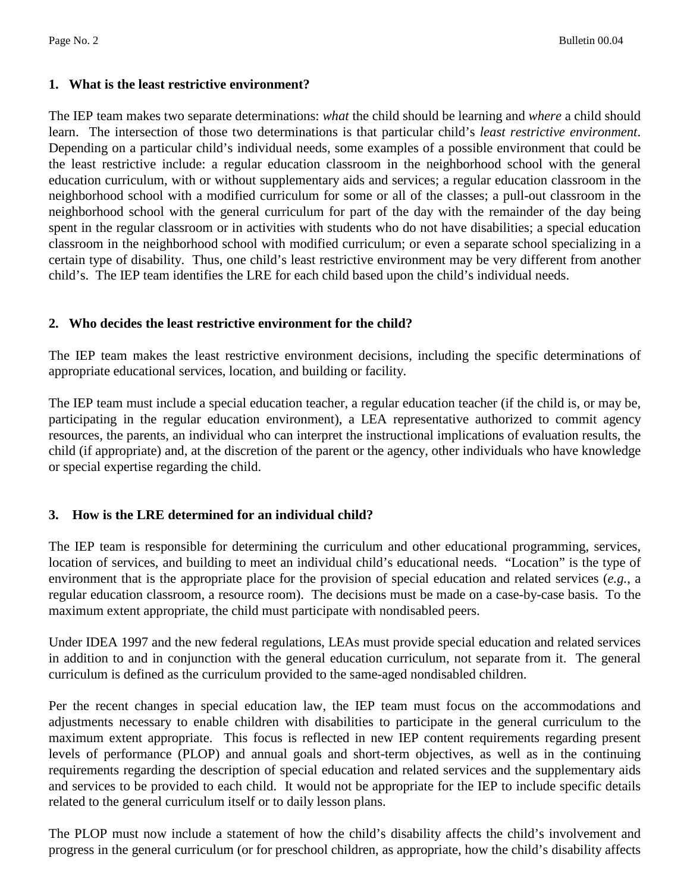**1. What is the least restrictive environment?**

The IEP team makes two separate determinations: *what* the child should be learning and *where* a child should learn. The intersection of those two determinations is that particular child's *least restrictive environment*. Depending on a particular child's individual needs, some examples of a possible environment that could be the least restrictive include: a regular education classroom in the neighborhood school with the general education curriculum, with or without supplementary aids and services; a regular education classroom in the neighborhood school with a modified curriculum for some or all of the classes; a pull-out classroom in the neighborhood school with the general curriculum for part of the day with the remainder of the day being spent in the regular classroom or in activities with students who do not have disabilities; a special education classroom in the neighborhood school with modified curriculum; or even a separate school specializing in a certain type of disability. Thus, one child's least restrictive environment may be very different from another child's. The IEP team identifies the LRE for each child based upon the child's individual needs.

**2. Who decides the least restrictive environment for the child?**

The IEP team makes the least restrictive environment decisions, including the specific determinations of appropriate educational services, location, and building or facility.

The IEP team must include a special education teacher, a regular education teacher (if the child is, or may be, participating in the regular education environment), a LEA representative authorized to commit agency resources, the parents, an individual who can interpret the instructional implications of evaluation results, the child (if appropriate) and, at the discretion of the parent or the agency, other individuals who have knowledge or special expertise regarding the child.

**3. How is the LRE determined for an individual child?**

The IEP team is responsible for determining the curriculum and other educational programming, services, location of services, and building to meet an individual child's educational needs. "Location" is the type of environment that is the appropriate place for the provision of special education and related services (*e.g.*, a regular education classroom, a resource room). The decisions must be made on a case-by-case basis. To the maximum extent appropriate, the child must participate with nondisabled peers.

Under IDEA 1997 and the new federal regulations, LEAs must provide special education and related services in addition to and in conjunction with the general education curriculum, not separate from it. The general curriculum is defined as the curriculum provided to the same-aged nondisabled children.

Per the recent changes in special education law, the IEP team must focus on the accommodations and adjustments necessary to enable children with disabilities to participate in the general curriculum to the maximum extent appropriate. This focus is reflected in new IEP content requirements regarding present levels of performance (PLOP) and annual goals and short-term objectives, as well as in the continuing requirements regarding the description of special education and related services and the supplementary aids and services to be provided to each child. It would not be appropriate for the IEP to include specific details related to the general curriculum itself or to daily lesson plans.

The PLOP must now include a statement of how the child's disability affects the child's involvement and progress in the general curriculum (or for preschool children, as appropriate, how the child's disability affects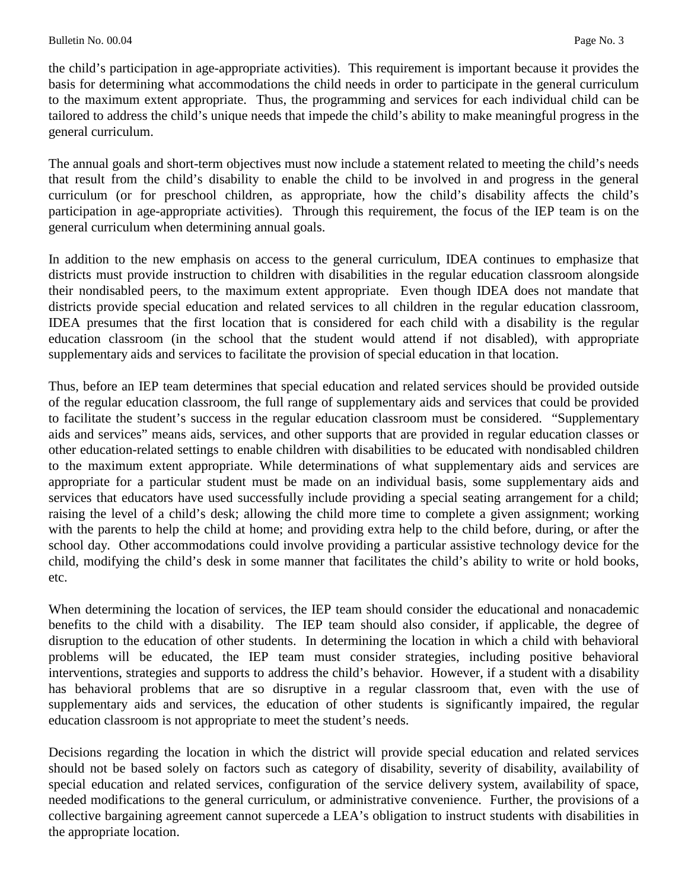the child's participation in age-appropriate activities). This requirement is important because it provides the basis for determining what accommodations the child needs in order to participate in the general curriculum to the maximum extent appropriate. Thus, the programming and services for each individual child can be tailored to address the child's unique needs that impede the child's ability to make meaningful progress in the general curriculum.

The annual goals and short-term objectives must now include a statement related to meeting the child's needs that result from the child's disability to enable the child to be involved in and progress in the general curriculum (or for preschool children, as appropriate, how the child's disability affects the child's participation in age-appropriate activities). Through this requirement, the focus of the IEP team is on the general curriculum when determining annual goals.

In addition to the new emphasis on access to the general curriculum, IDEA continues to emphasize that districts must provide instruction to children with disabilities in the regular education classroom alongside their nondisabled peers, to the maximum extent appropriate. Even though IDEA does not mandate that districts provide special education and related services to all children in the regular education classroom, IDEA presumes that the first location that is considered for each child with a disability is the regular education classroom (in the school that the student would attend if not disabled), with appropriate supplementary aids and services to facilitate the provision of special education in that location.

Thus, before an IEP team determines that special education and related services should be provided outside of the regular education classroom, the full range of supplementary aids and services that could be provided to facilitate the student's success in the regular education classroom must be considered. "Supplementary aids and services" means aids, services, and other supports that are provided in regular education classes or other education-related settings to enable children with disabilities to be educated with nondisabled children to the maximum extent appropriate. While determinations of what supplementary aids and services are appropriate for a particular student must be made on an individual basis, some supplementary aids and services that educators have used successfully include providing a special seating arrangement for a child; raising the level of a child's desk; allowing the child more time to complete a given assignment; working with the parents to help the child at home; and providing extra help to the child before, during, or after the school day. Other accommodations could involve providing a particular assistive technology device for the child, modifying the child's desk in some manner that facilitates the child's ability to write or hold books, etc.

When determining the location of services, the IEP team should consider the educational and nonacademic benefits to the child with a disability. The IEP team should also consider, if applicable, the degree of disruption to the education of other students. In determining the location in which a child with behavioral problems will be educated, the IEP team must consider strategies, including positive behavioral interventions, strategies and supports to address the child's behavior. However, if a student with a disability has behavioral problems that are so disruptive in a regular classroom that, even with the use of supplementary aids and services, the education of other students is significantly impaired, the regular education classroom is not appropriate to meet the student's needs.

Decisions regarding the location in which the district will provide special education and related services should not be based solely on factors such as category of disability, severity of disability, availability of special education and related services, configuration of the service delivery system, availability of space, needed modifications to the general curriculum, or administrative convenience. Further, the provisions of a collective bargaining agreement cannot supercede a LEA's obligation to instruct students with disabilities in the appropriate location.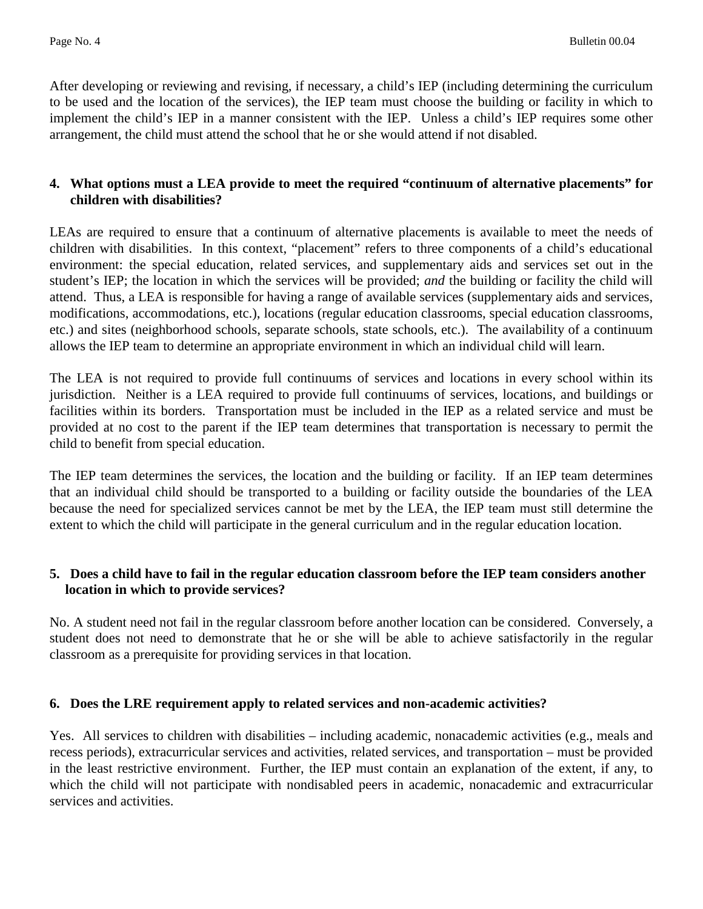After developing or reviewing and revising, if necessary, a child's IEP (including determining the curriculum to be used and the location of the services), the IEP team must choose the building or facility in which to implement the child's IEP in a manner consistent with the IEP. Unless a child's IEP requires some other arrangement, the child must attend the school that he or she would attend if not disabled.

### 4. What options must a LEA provide to meet the required "continuum of alternative placements" for children with disabilities?

LEAs are required to ensure that a continuum of alternative placements is available to meet the needs of children with disabilities. In this context, "placement" refers to three components of a child's educational environment: the special education, related services, and supplementary aids and services set out in the student's IEP; the location in which the services will be provided; *and* the building or facility the child will attend. Thus, a LEA is responsible for having a range of available services (supplementary aids and services, modifications, accommodations, etc.), locations (regular education classrooms, special education classrooms, etc.) and sites (neighborhood schools, separate schools, state schools, etc.). The availability of a continuum allows the IEP team to determine an appropriate environment in which an individual child will learn.

The LEA is not required to provide full continuums of services and locations in every school within its jurisdiction. Neither is a LEA required to provide full continuums of services, locations, and buildings or facilities within its borders. Transportation must be included in the IEP as a related service and must be provided at no cost to the parent if the IEP team determines that transportation is necessary to permit the child to benefit from special education.

The IEP team determines the services, the location and the building or facility. If an IEP team determines that an individual child should be transported to a building or facility outside the boundaries of the LEA because the need for specialized services cannot be met by the LEA, the IEP team must still determine the extent to which the child will participate in the general curriculum and in the regular education location.

### 5. Does a child have to fail in the regular education classroom before the IEP team considers another location in which to provide services?

No. A student need not fail in the regular classroom before another location can be considered. Conversely, a student does not need to demonstrate that he or she will be able to achieve satisfactorily in the regular classroom as a prerequisite for providing services in that location.

### 6. Does the LRE requirement apply to related services and non-academic activities?

Yes. All services to children with disabilities – including academic, nonacademic activities (e.g., meals and recess periods), extracurricular services and activities, related services, and transportation – must be provided in the least restrictive environment. Further, the IEP must contain an explanation of the extent, if any, to which the child will not participate with nondisabled peers in academic, nonacademic and extracurricular services and activities.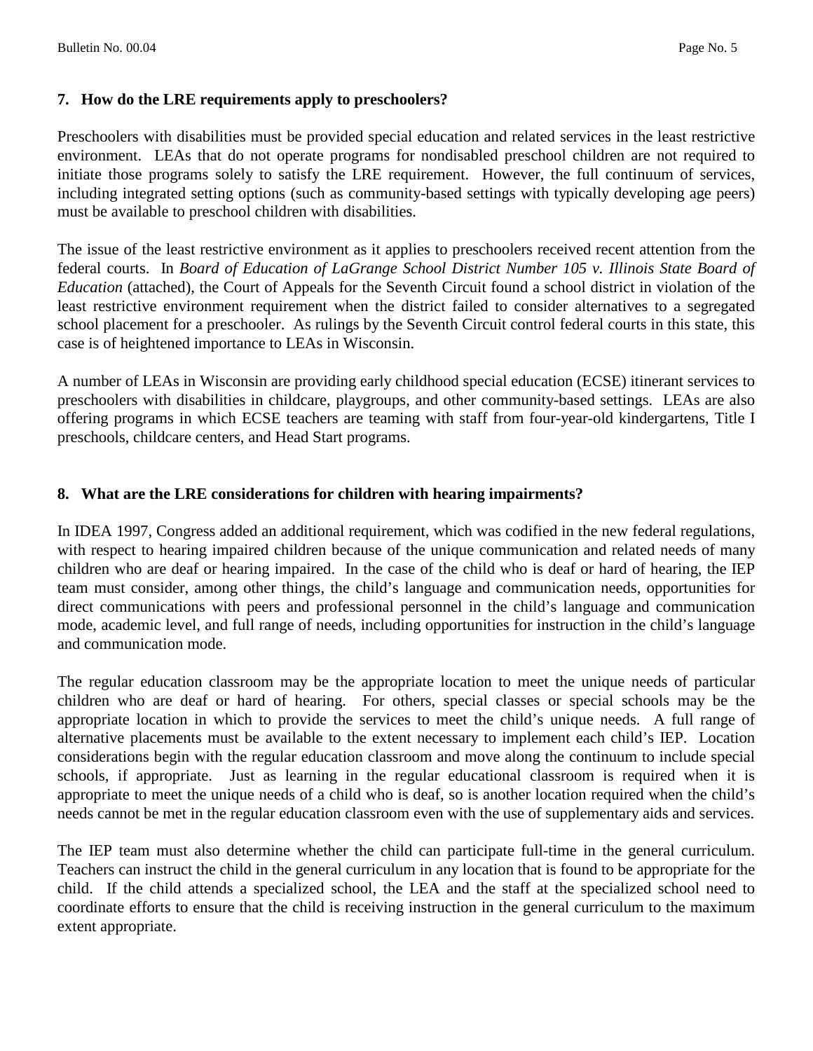**7. How do the LRE requirements apply to preschoolers?**

Preschoolers with disabilities must be provided special education and related services in the least restrictive environment. LEAs that do not operate programs for nondisabled preschool children are not required to initiate those programs solely to satisfy the LRE requirement. However, the full continuum of services, including integrated setting options (such as community-based settings with typically developing age peers) must be available to preschool children with disabilities.

The issue of the least restrictive environment as it applies to preschoolers received recent attention from the federal courts. In *Board of Education of LaGrange School District Number 105 v. Illinois State Board of Education* (attached), the Court of Appeals for the Seventh Circuit found a school district in violation of the least restrictive environment requirement when the district failed to consider alternatives to a segregated school placement for a preschooler. As rulings by the Seventh Circuit control federal courts in this state, this case is of heightened importance to LEAs in Wisconsin.

A number of LEAs in Wisconsin are providing early childhood special education (ECSE) itinerant services to preschoolers with disabilities in childcare, playgroups, and other community-based settings. LEAs are also offering programs in which ECSE teachers are teaming with staff from four-year-old kindergartens, Title I preschools, childcare centers, and Head Start programs.

**8. What are the LRE considerations for children with hearing impairments?**

In IDEA 1997, Congress added an additional requirement, which was codified in the new federal regulations, with respect to hearing impaired children because of the unique communication and related needs of many children who are deaf or hearing impaired. In the case of the child who is deaf or hard of hearing, the IEP team must consider, among other things, the child's language and communication needs, opportunities for direct communications with peers and professional personnel in the child's language and communication mode, academic level, and full range of needs, including opportunities for instruction in the child's language and communication mode.

The regular education classroom may be the appropriate location to meet the unique needs of particular children who are deaf or hard of hearing. For others, special classes or special schools may be the appropriate location in which to provide the services to meet the child's unique needs. A full range of alternative placements must be available to the extent necessary to implement each child's IEP. Location considerations begin with the regular education classroom and move along the continuum to include special schools, if appropriate. Just as learning in the regular educational classroom is required when it is appropriate to meet the unique needs of a child who is deaf, so is another location required when the child's needs cannot be met in the regular education classroom even with the use of supplementary aids and services.

The IEP team must also determine whether the child can participate full-time in the general curriculum. Teachers can instruct the child in the general curriculum in any location that is found to be appropriate for the child. If the child attends a specialized school, the LEA and the staff at the specialized school need to coordinate efforts to ensure that the child is receiving instruction in the general curriculum to the maximum extent appropriate.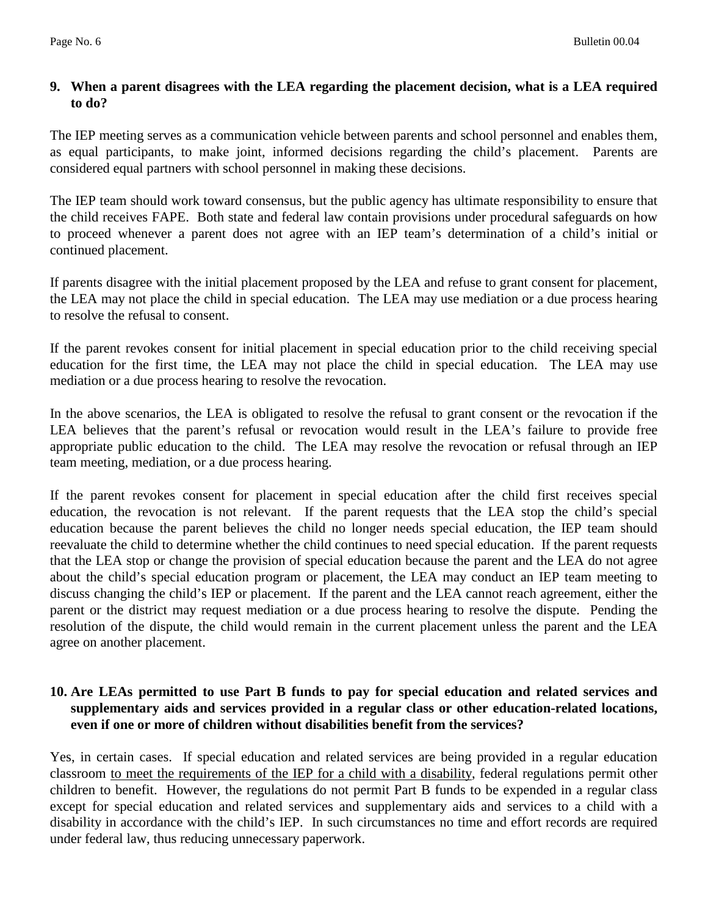**9. When a parent disagrees with the LEA regarding the placement decision, what is a LEA required to do?**

The IEP meeting serves as a communication vehicle between parents and school personnel and enables them, as equal participants, to make joint, informed decisions regarding the child's placement. Parents are considered equal partners with school personnel in making these decisions.

The IEP team should work toward consensus, but the public agency has ultimate responsibility to ensure that the child receives FAPE. Both state and federal law contain provisions under procedural safeguards on how to proceed whenever a parent does not agree with an IEP team's determination of a child's initial or continued placement.

If parents disagree with the initial placement proposed by the LEA and refuse to grant consent for placement, the LEA may not place the child in special education. The LEA may use mediation or a due process hearing to resolve the refusal to consent.

If the parent revokes consent for initial placement in special education prior to the child receiving special education for the first time, the LEA may not place the child in special education. The LEA may use mediation or a due process hearing to resolve the revocation.

In the above scenarios, the LEA is obligated to resolve the refusal to grant consent or the revocation if the LEA believes that the parent's refusal or revocation would result in the LEA's failure to provide free appropriate public education to the child. The LEA may resolve the revocation or refusal through an IEP team meeting, mediation, or a due process hearing.

If the parent revokes consent for placement in special education after the child first receives special education, the revocation is not relevant. If the parent requests that the LEA stop the child's special education because the parent believes the child no longer needs special education, the IEP team should reevaluate the child to determine whether the child continues to need special education. If the parent requests that the LEA stop or change the provision of special education because the parent and the LEA do not agree about the child's special education program or placement, the LEA may conduct an IEP team meeting to discuss changing the child's IEP or placement. If the parent and the LEA cannot reach agreement, either the parent or the district may request mediation or a due process hearing to resolve the dispute. Pending the resolution of the dispute, the child would remain in the current placement unless the parent and the LEA agree on another placement.

**10. Are LEAs permitted to use Part B funds to pay for special education and related services and supplementary aids and services provided in a regular class or other education-related locations, even if one or more of children without disabilities benefit from the services?**

Yes, in certain cases. If special education and related services are being provided in a regular education classroom <u>to meet the requirements of the IEP for a child with a disability</u>, federal regulations permit other children to benefit. However, the regulations do not permit Part B funds to be expended in a regular class except for special education and related services and supplementary aids and services to a child with a disability in accordance with the child's IEP. In such circumstances no time and effort records are required under federal law, thus reducing unnecessary paperwork.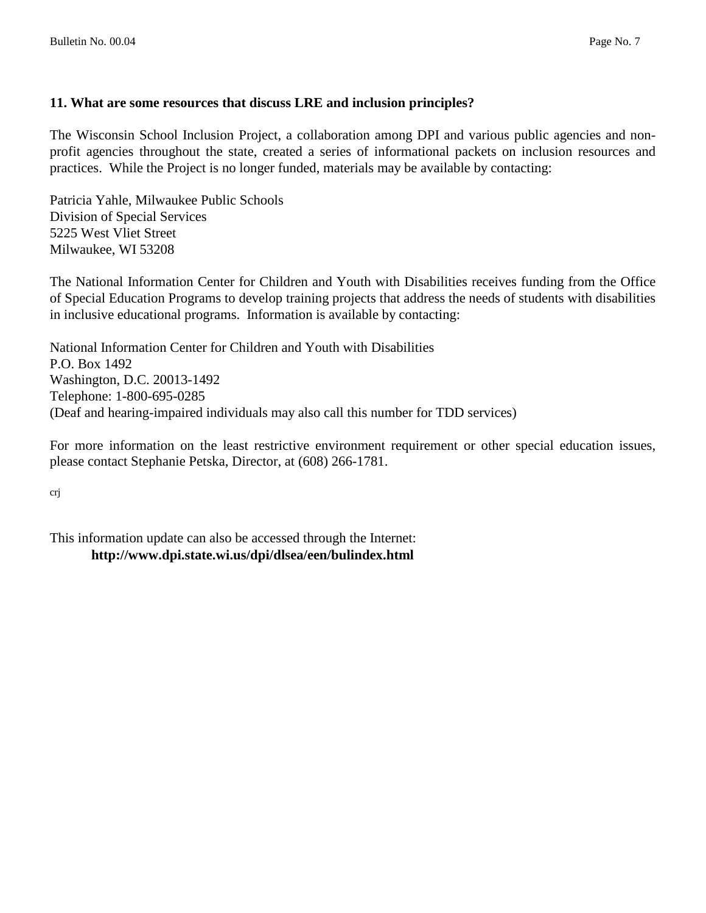**11. What are some resources that discuss LRE and inclusion principles?**

The Wisconsin School Inclusion Project, a collaboration among DPI and various public agencies and non-profit agencies throughout the state, created a series of informational packets on inclusion resources and practices. While the Project is no longer funded, materials may be available by contacting:

Patricia Yahle, Milwaukee Public Schools
Division of Special Services
5225 West Vliet Street
Milwaukee, WI 53208

The National Information Center for Children and Youth with Disabilities receives funding from the Office of Special Education Programs to develop training projects that address the needs of students with disabilities in inclusive educational programs. Information is available by contacting:

National Information Center for Children and Youth with Disabilities
P.O. Box 1492
Washington, D.C. 20013-1492
Telephone: 1-800-695-0285
(Deaf and hearing-impaired individuals may also call this number for TDD services)

For more information on the least restrictive environment requirement or other special education issues, please contact Stephanie Petska, Director, at (608) 266-1781.

crj

This information update can also be accessed through the Internet:
**http://www.dpi.state.wi.us/dpi/dlsea/een/bulindex.html**